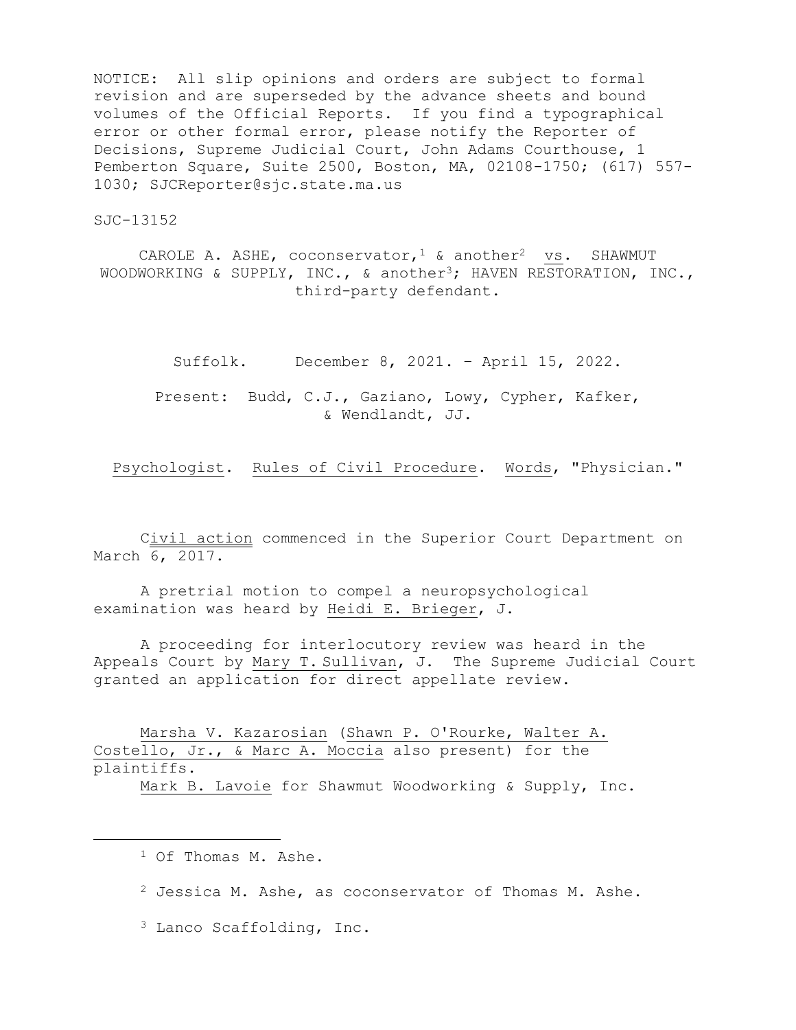NOTICE: All slip opinions and orders are subject to formal revision and are superseded by the advance sheets and bound volumes of the Official Reports. If you find a typographical error or other formal error, please notify the Reporter of Decisions, Supreme Judicial Court, John Adams Courthouse, 1 Pemberton Square, Suite 2500, Boston, MA, 02108-1750; (617) 557-1030; SJCReporter@sjc.state.ma.us

SJC-13152

CAROLE A. ASHE, coconservator,[1] & another[2] vs. SHAWMUT WOODWORKING & SUPPLY, INC., & another[3]; HAVEN RESTORATION, INC., third-party defendant.

Suffolk. December 8, 2021. – April 15, 2022.

Present: Budd, C.J., Gaziano, Lowy, Cypher, Kafker, & Wendlandt, JJ.

Psychologist. Rules of Civil Procedure. Words, "Physician."

Civil action commenced in the Superior Court Department on March 6, 2017.

A pretrial motion to compel a neuropsychological examination was heard by Heidi E. Brieger, J.

A proceeding for interlocutory review was heard in the Appeals Court by Mary T. Sullivan, J. The Supreme Judicial Court granted an application for direct appellate review.

Marsha V. Kazarosian (Shawn P. O'Rourke, Walter A. Costello, Jr., & Marc A. Moccia also present) for the plaintiffs.
Mark B. Lavoie for Shawmut Woodworking & Supply, Inc.

---

[1] Of Thomas M. Ashe.

[2] Jessica M. Ashe, as coconservator of Thomas M. Ashe.

[3] Lanco Scaffolding, Inc.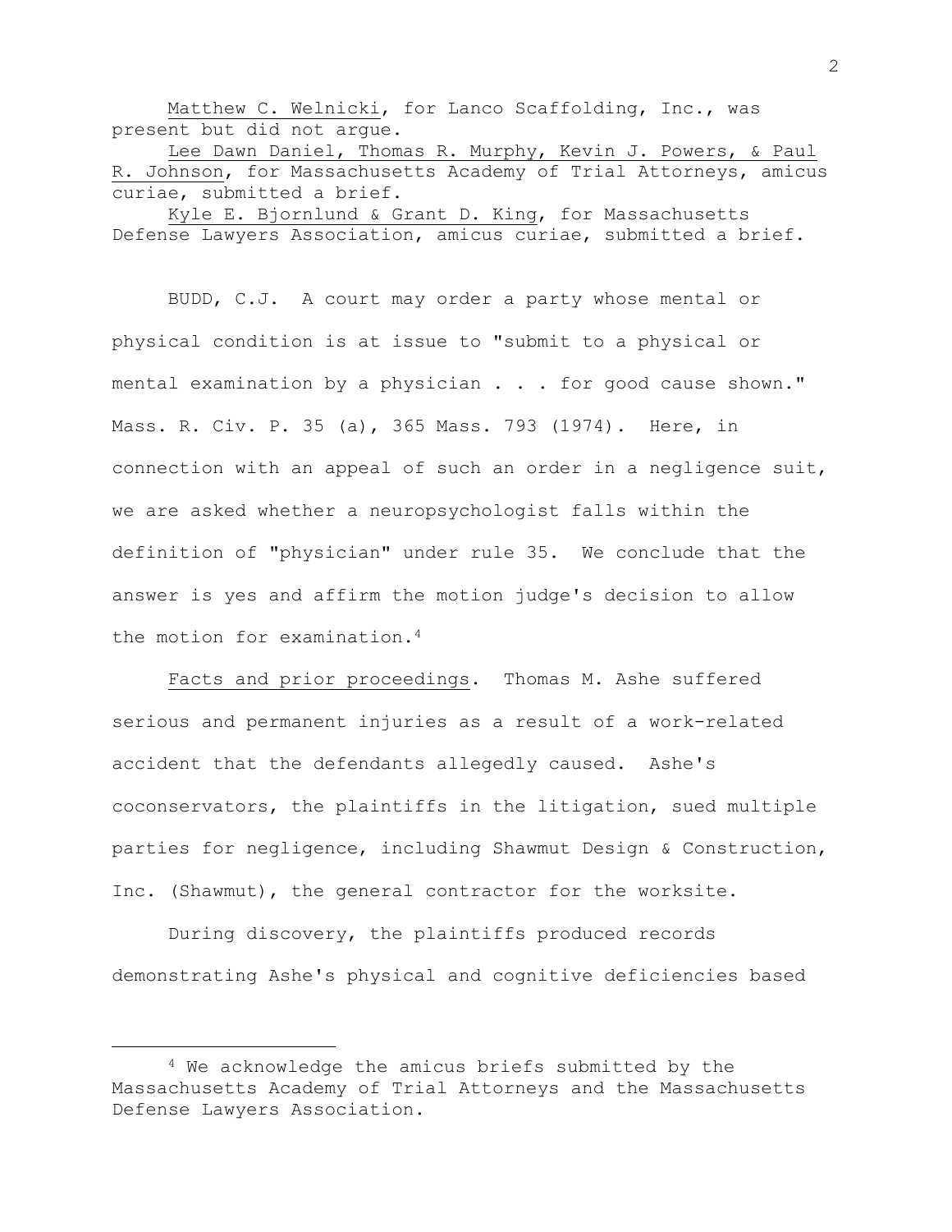Matthew C. Welnicki, for Lanco Scaffolding, Inc., was present but did not argue.

Lee Dawn Daniel, Thomas R. Murphy, Kevin J. Powers, & Paul R. Johnson, for Massachusetts Academy of Trial Attorneys, amicus curiae, submitted a brief.

Kyle E. Bjornlund & Grant D. King, for Massachusetts Defense Lawyers Association, amicus curiae, submitted a brief.

BUDD, C.J. A court may order a party whose mental or physical condition is at issue to "submit to a physical or mental examination by a physician . . . for good cause shown." Mass. R. Civ. P. 35 (a), 365 Mass. 793 (1974). Here, in connection with an appeal of such an order in a negligence suit, we are asked whether a neuropsychologist falls within the definition of "physician" under rule 35. We conclude that the answer is yes and affirm the motion judge's decision to allow the motion for examination.[4]

Facts and prior proceedings. Thomas M. Ashe suffered serious and permanent injuries as a result of a work-related accident that the defendants allegedly caused. Ashe's coconservators, the plaintiffs in the litigation, sued multiple parties for negligence, including Shawmut Design & Construction, Inc. (Shawmut), the general contractor for the worksite.

During discovery, the plaintiffs produced records demonstrating Ashe's physical and cognitive deficiencies based

[4] We acknowledge the amicus briefs submitted by the Massachusetts Academy of Trial Attorneys and the Massachusetts Defense Lawyers Association.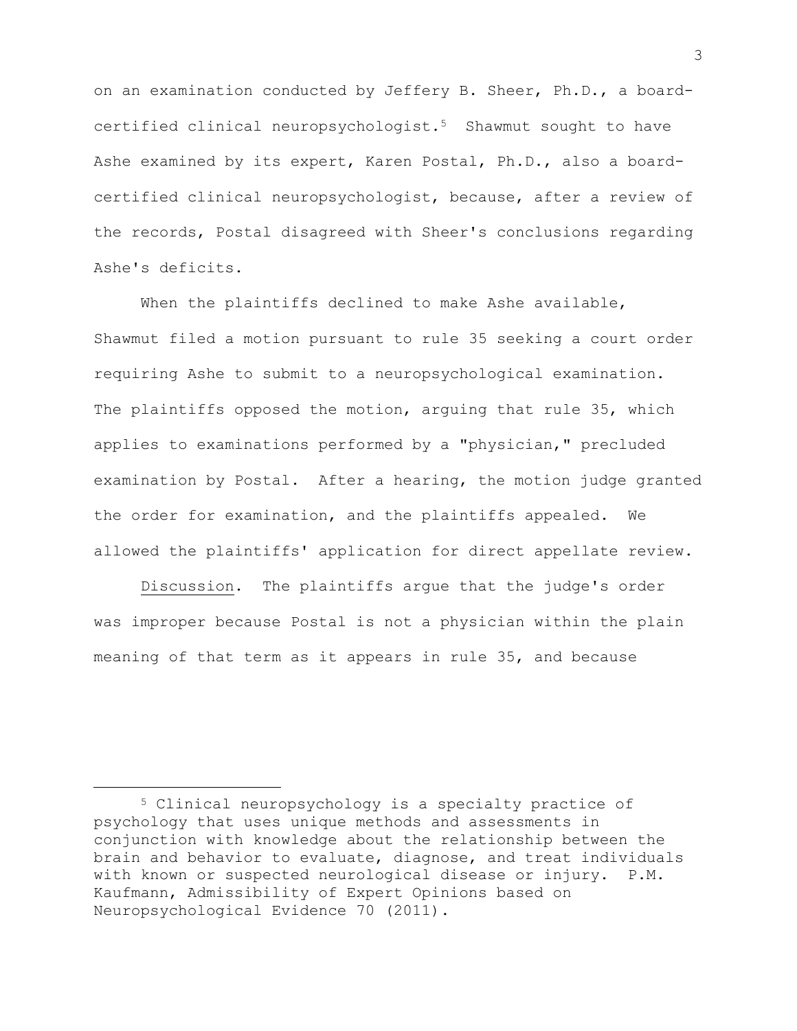on an examination conducted by Jeffery B. Sheer, Ph.D., a board-certified clinical neuropsychologist.[5] Shawmut sought to have Ashe examined by its expert, Karen Postal, Ph.D., also a board-certified clinical neuropsychologist, because, after a review of the records, Postal disagreed with Sheer's conclusions regarding Ashe's deficits.

When the plaintiffs declined to make Ashe available, Shawmut filed a motion pursuant to rule 35 seeking a court order requiring Ashe to submit to a neuropsychological examination. The plaintiffs opposed the motion, arguing that rule 35, which applies to examinations performed by a "physician," precluded examination by Postal. After a hearing, the motion judge granted the order for examination, and the plaintiffs appealed. We allowed the plaintiffs' application for direct appellate review.

Discussion. The plaintiffs argue that the judge's order was improper because Postal is not a physician within the plain meaning of that term as it appears in rule 35, and because

---

[5] Clinical neuropsychology is a specialty practice of psychology that uses unique methods and assessments in conjunction with knowledge about the relationship between the brain and behavior to evaluate, diagnose, and treat individuals with known or suspected neurological disease or injury. P.M. Kaufmann, Admissibility of Expert Opinions based on Neuropsychological Evidence 70 (2011).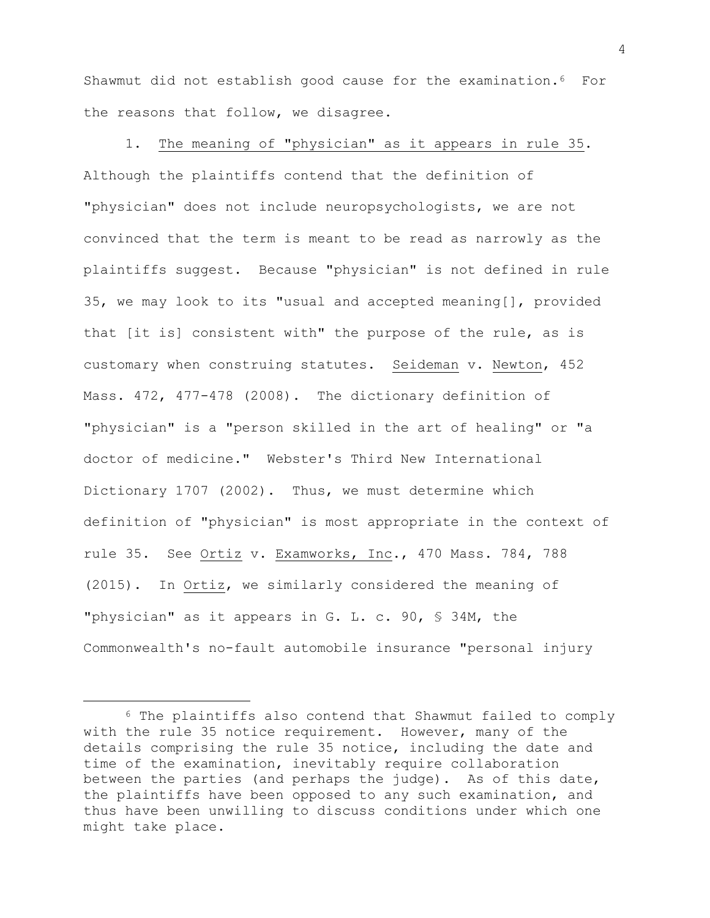Shawmut did not establish good cause for the examination.[6] For the reasons that follow, we disagree.

1. The meaning of "physician" as it appears in rule 35. Although the plaintiffs contend that the definition of "physician" does not include neuropsychologists, we are not convinced that the term is meant to be read as narrowly as the plaintiffs suggest. Because "physician" is not defined in rule 35, we may look to its "usual and accepted meaning[], provided that [it is] consistent with" the purpose of the rule, as is customary when construing statutes. Seideman v. Newton, 452 Mass. 472, 477-478 (2008). The dictionary definition of "physician" is a "person skilled in the art of healing" or "a doctor of medicine." Webster's Third New International Dictionary 1707 (2002). Thus, we must determine which definition of "physician" is most appropriate in the context of rule 35. See Ortiz v. Examworks, Inc., 470 Mass. 784, 788 (2015). In Ortiz, we similarly considered the meaning of "physician" as it appears in G. L. c. 90, § 34M, the Commonwealth's no-fault automobile insurance "personal injury

---

[6] The plaintiffs also contend that Shawmut failed to comply with the rule 35 notice requirement. However, many of the details comprising the rule 35 notice, including the date and time of the examination, inevitably require collaboration between the parties (and perhaps the judge). As of this date, the plaintiffs have been opposed to any such examination, and thus have been unwilling to discuss conditions under which one might take place.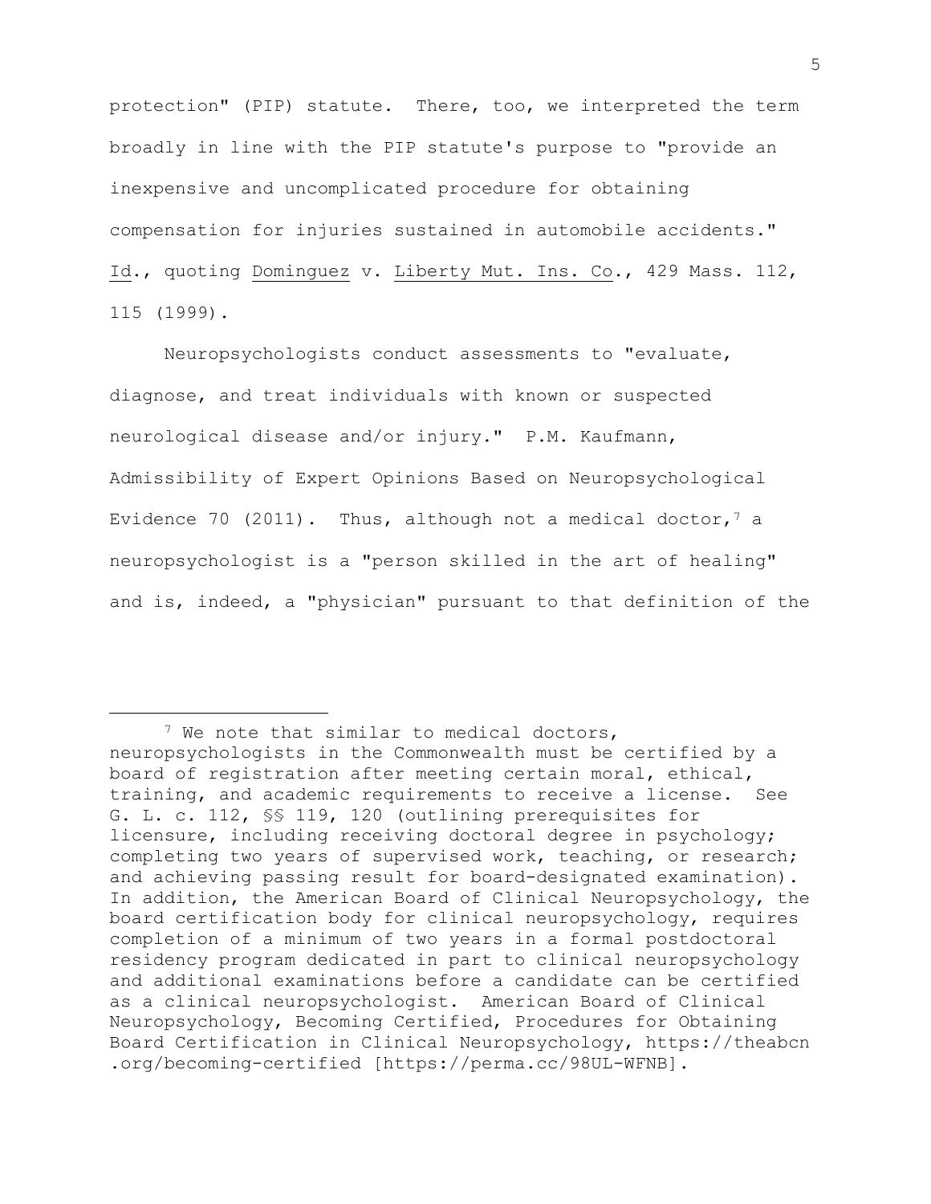protection" (PIP) statute. There, too, we interpreted the term broadly in line with the PIP statute's purpose to "provide an inexpensive and uncomplicated procedure for obtaining compensation for injuries sustained in automobile accidents." Id., quoting Dominguez v. Liberty Mut. Ins. Co., 429 Mass. 112, 115 (1999).

Neuropsychologists conduct assessments to "evaluate, diagnose, and treat individuals with known or suspected neurological disease and/or injury." P.M. Kaufmann, Admissibility of Expert Opinions Based on Neuropsychological Evidence 70 (2011). Thus, although not a medical doctor,[7] a neuropsychologist is a "person skilled in the art of healing" and is, indeed, a "physician" pursuant to that definition of the

---

[7] We note that similar to medical doctors, neuropsychologists in the Commonwealth must be certified by a board of registration after meeting certain moral, ethical, training, and academic requirements to receive a license. See G. L. c. 112, §§ 119, 120 (outlining prerequisites for licensure, including receiving doctoral degree in psychology; completing two years of supervised work, teaching, or research; and achieving passing result for board-designated examination). In addition, the American Board of Clinical Neuropsychology, the board certification body for clinical neuropsychology, requires completion of a minimum of two years in a formal postdoctoral residency program dedicated in part to clinical neuropsychology and additional examinations before a candidate can be certified as a clinical neuropsychologist. American Board of Clinical Neuropsychology, Becoming Certified, Procedures for Obtaining Board Certification in Clinical Neuropsychology, https://theabcn.org/becoming-certified [https://perma.cc/98UL-WFNB].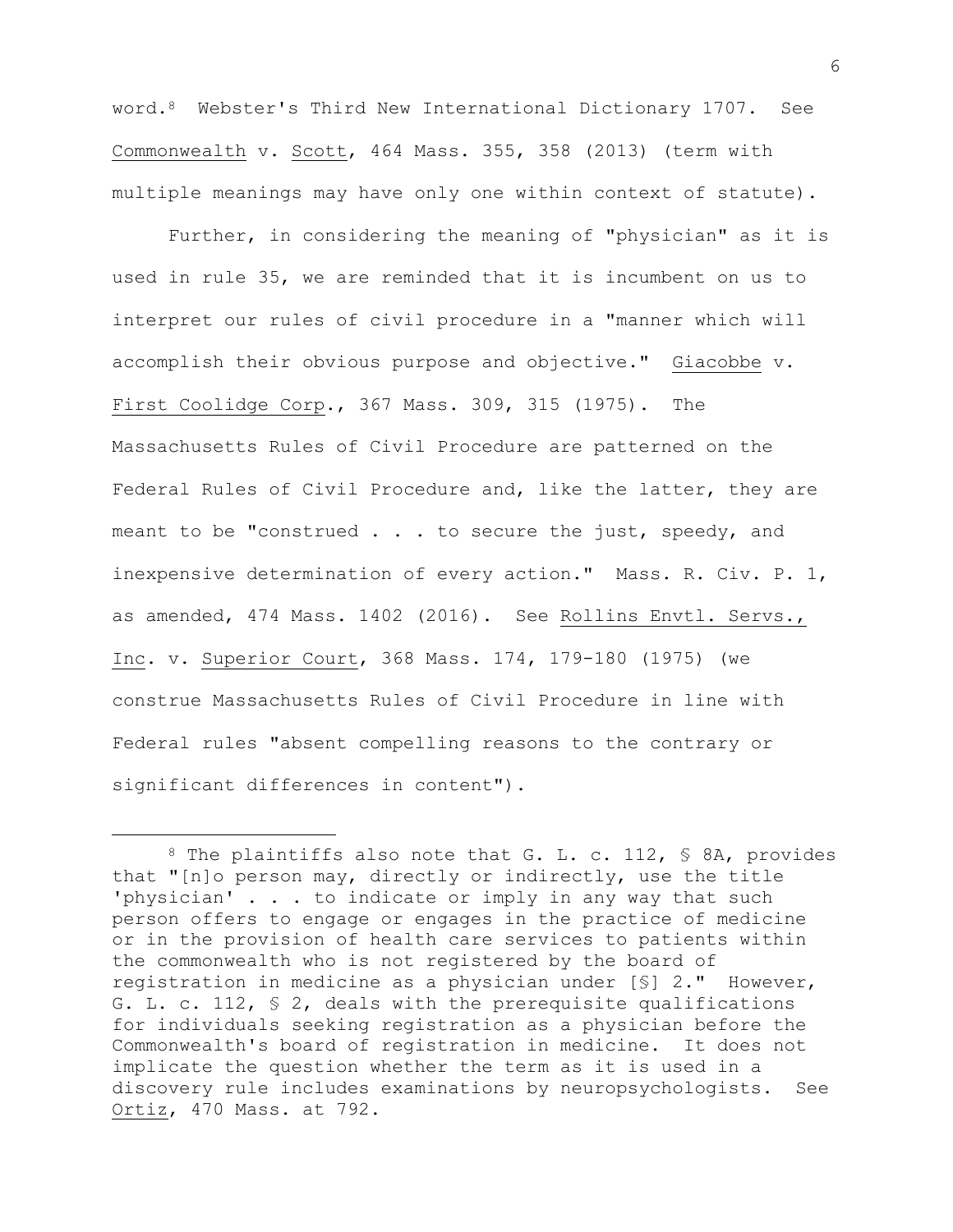word.[8] Webster's Third New International Dictionary 1707. See Commonwealth v. Scott, 464 Mass. 355, 358 (2013) (term with multiple meanings may have only one within context of statute).

Further, in considering the meaning of "physician" as it is used in rule 35, we are reminded that it is incumbent on us to interpret our rules of civil procedure in a "manner which will accomplish their obvious purpose and objective." Giacobbe v. First Coolidge Corp., 367 Mass. 309, 315 (1975). The Massachusetts Rules of Civil Procedure are patterned on the Federal Rules of Civil Procedure and, like the latter, they are meant to be "construed . . . to secure the just, speedy, and inexpensive determination of every action." Mass. R. Civ. P. 1, as amended, 474 Mass. 1402 (2016). See Rollins Envtl. Servs., Inc. v. Superior Court, 368 Mass. 174, 179-180 (1975) (we construe Massachusetts Rules of Civil Procedure in line with Federal rules "absent compelling reasons to the contrary or significant differences in content").

---

[8] The plaintiffs also note that G. L. c. 112, § 8A, provides that "[n]o person may, directly or indirectly, use the title 'physician' . . . to indicate or imply in any way that such person offers to engage or engages in the practice of medicine or in the provision of health care services to patients within the commonwealth who is not registered by the board of registration in medicine as a physician under [§] 2." However, G. L. c. 112, § 2, deals with the prerequisite qualifications for individuals seeking registration as a physician before the Commonwealth's board of registration in medicine. It does not implicate the question whether the term as it is used in a discovery rule includes examinations by neuropsychologists. See Ortiz, 470 Mass. at 792.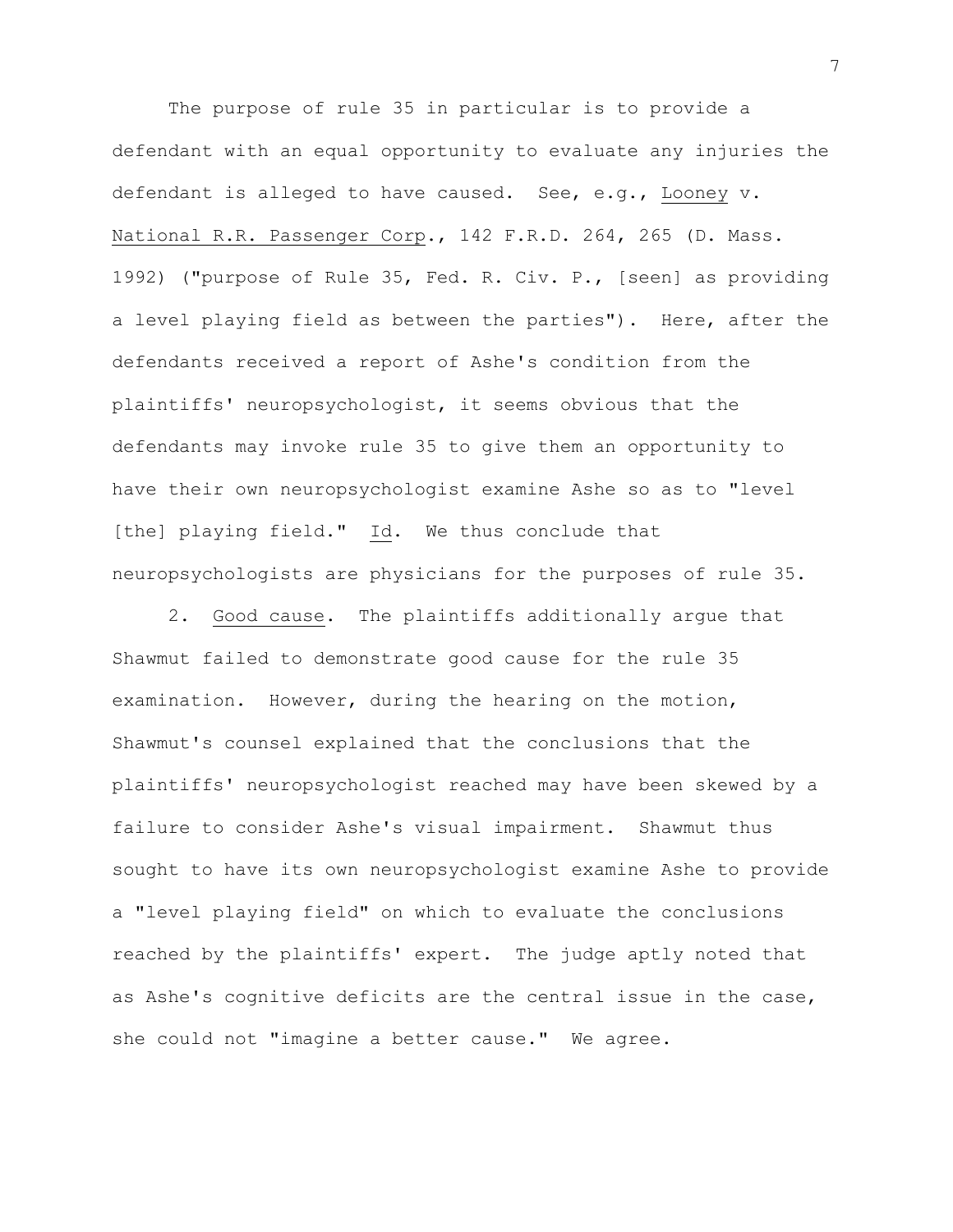The purpose of rule 35 in particular is to provide a defendant with an equal opportunity to evaluate any injuries the defendant is alleged to have caused. See, e.g., Looney v. National R.R. Passenger Corp., 142 F.R.D. 264, 265 (D. Mass. 1992) ("purpose of Rule 35, Fed. R. Civ. P., [seen] as providing a level playing field as between the parties"). Here, after the defendants received a report of Ashe's condition from the plaintiffs' neuropsychologist, it seems obvious that the defendants may invoke rule 35 to give them an opportunity to have their own neuropsychologist examine Ashe so as to "level [the] playing field." Id. We thus conclude that neuropsychologists are physicians for the purposes of rule 35.

2. Good cause. The plaintiffs additionally argue that Shawmut failed to demonstrate good cause for the rule 35 examination. However, during the hearing on the motion, Shawmut's counsel explained that the conclusions that the plaintiffs' neuropsychologist reached may have been skewed by a failure to consider Ashe's visual impairment. Shawmut thus sought to have its own neuropsychologist examine Ashe to provide a "level playing field" on which to evaluate the conclusions reached by the plaintiffs' expert. The judge aptly noted that as Ashe's cognitive deficits are the central issue in the case, she could not "imagine a better cause." We agree.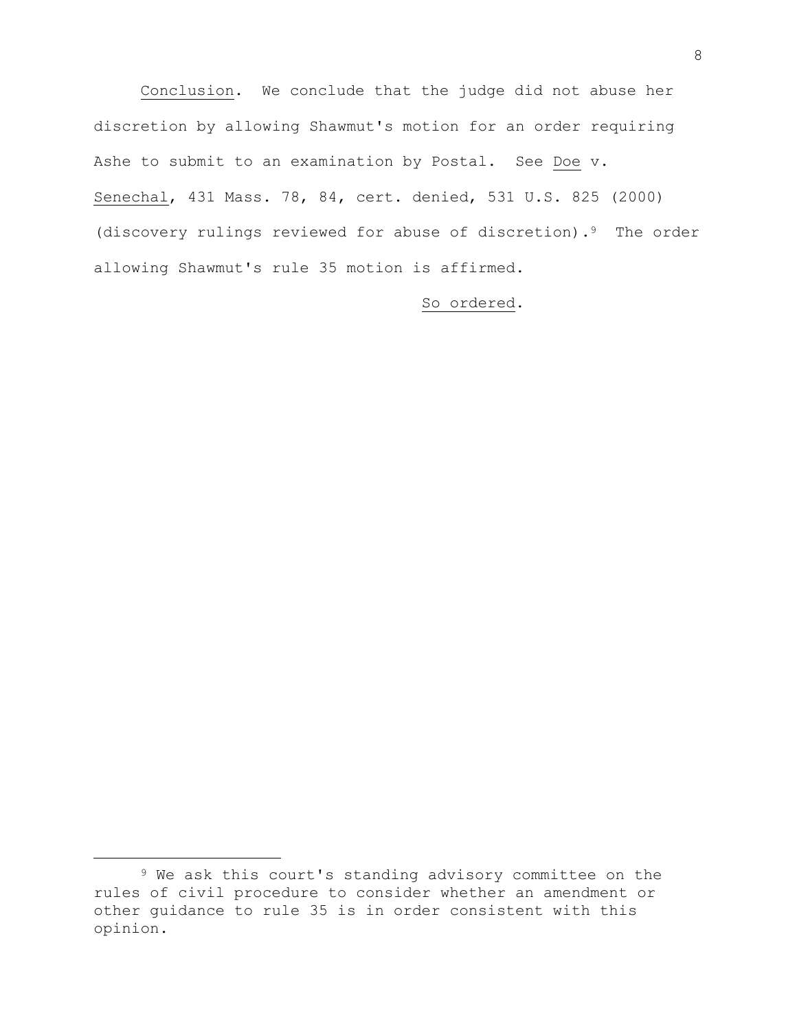Conclusion. We conclude that the judge did not abuse her discretion by allowing Shawmut's motion for an order requiring Ashe to submit to an examination by Postal. See Doe v. Senechal, 431 Mass. 78, 84, cert. denied, 531 U.S. 825 (2000) (discovery rulings reviewed for abuse of discretion).[9] The order allowing Shawmut's rule 35 motion is affirmed.

So ordered.

---

[9] We ask this court's standing advisory committee on the rules of civil procedure to consider whether an amendment or other guidance to rule 35 is in order consistent with this opinion.